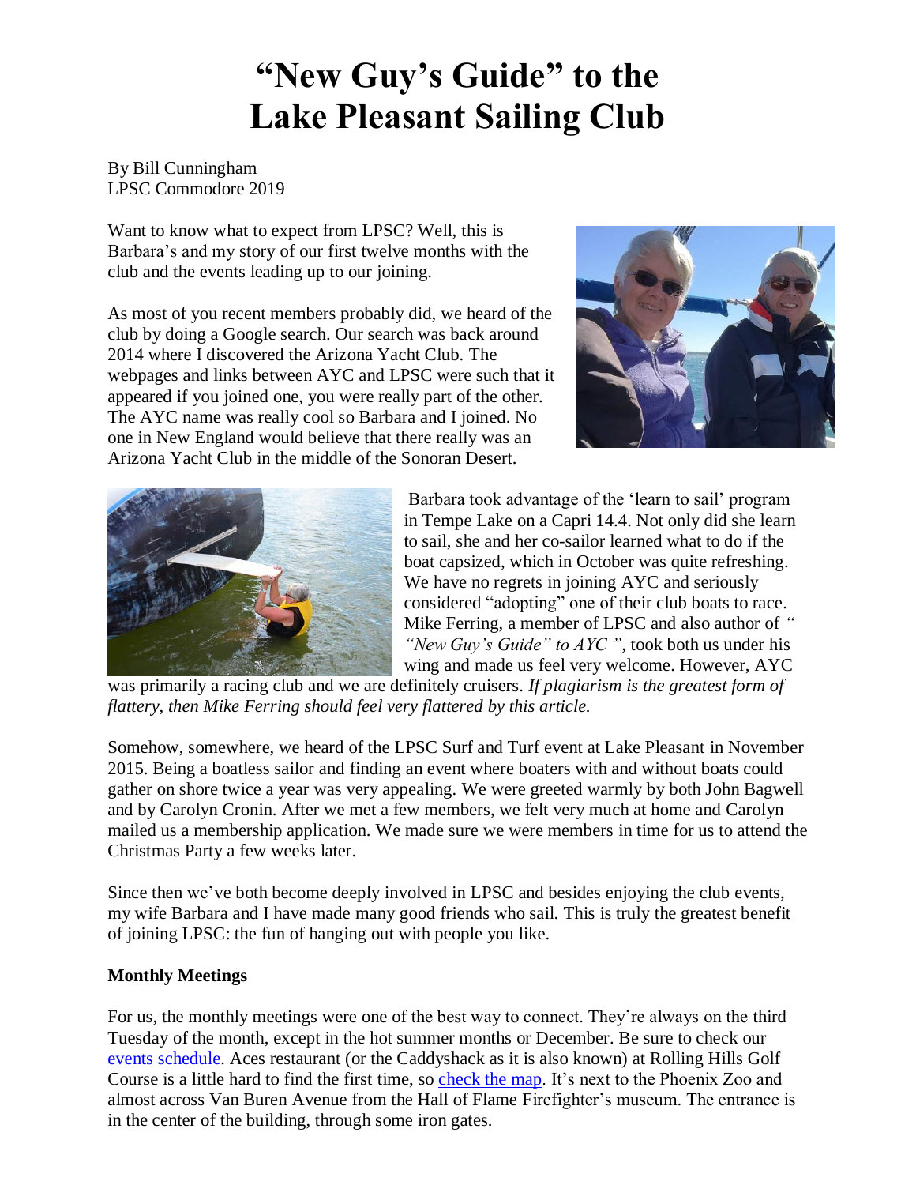# "New Guy's Guide" to the Lake Pleasant Sailing Club

By Bill Cunningham
LPSC Commodore 2019

Want to know what to expect from LPSC? Well, this is Barbara's and my story of our first twelve months with the club and the events leading up to our joining.

As most of you recent members probably did, we heard of the club by doing a Google search. Our search was back around 2014 where I discovered the Arizona Yacht Club. The webpages and links between AYC and LPSC were such that it appeared if you joined one, you were really part of the other. The AYC name was really cool so Barbara and I joined. No one in New England would believe that there really was an Arizona Yacht Club in the middle of the Sonoran Desert.

Barbara took advantage of the 'learn to sail' program in Tempe Lake on a Capri 14.4. Not only did she learn to sail, she and her co-sailor learned what to do if the boat capsized, which in October was quite refreshing. We have no regrets in joining AYC and seriously considered "adopting" one of their club boats to race. Mike Ferring, a member of LPSC and also author of *" "New Guy's Guide" to AYC ",* took both us under his wing and made us feel very welcome. However, AYC was primarily a racing club and we are definitely cruisers. *If plagiarism is the greatest form of flattery, then Mike Ferring should feel very flattered by this article.*

Somehow, somewhere, we heard of the LPSC Surf and Turf event at Lake Pleasant in November 2015. Being a boatless sailor and finding an event where boaters with and without boats could gather on shore twice a year was very appealing. We were greeted warmly by both John Bagwell and by Carolyn Cronin. After we met a few members, we felt very much at home and Carolyn mailed us a membership application. We made sure we were members in time for us to attend the Christmas Party a few weeks later.

Since then we've both become deeply involved in LPSC and besides enjoying the club events, my wife Barbara and I have made many good friends who sail. This is truly the greatest benefit of joining LPSC: the fun of hanging out with people you like.

**Monthly Meetings**

For us, the monthly meetings were one of the best way to connect. They're always on the third Tuesday of the month, except in the hot summer months or December. Be sure to check our events schedule. Aces restaurant (or the Caddyshack as it is also known) at Rolling Hills Golf Course is a little hard to find the first time, so check the map. It's next to the Phoenix Zoo and almost across Van Buren Avenue from the Hall of Flame Firefighter's museum. The entrance is in the center of the building, through some iron gates.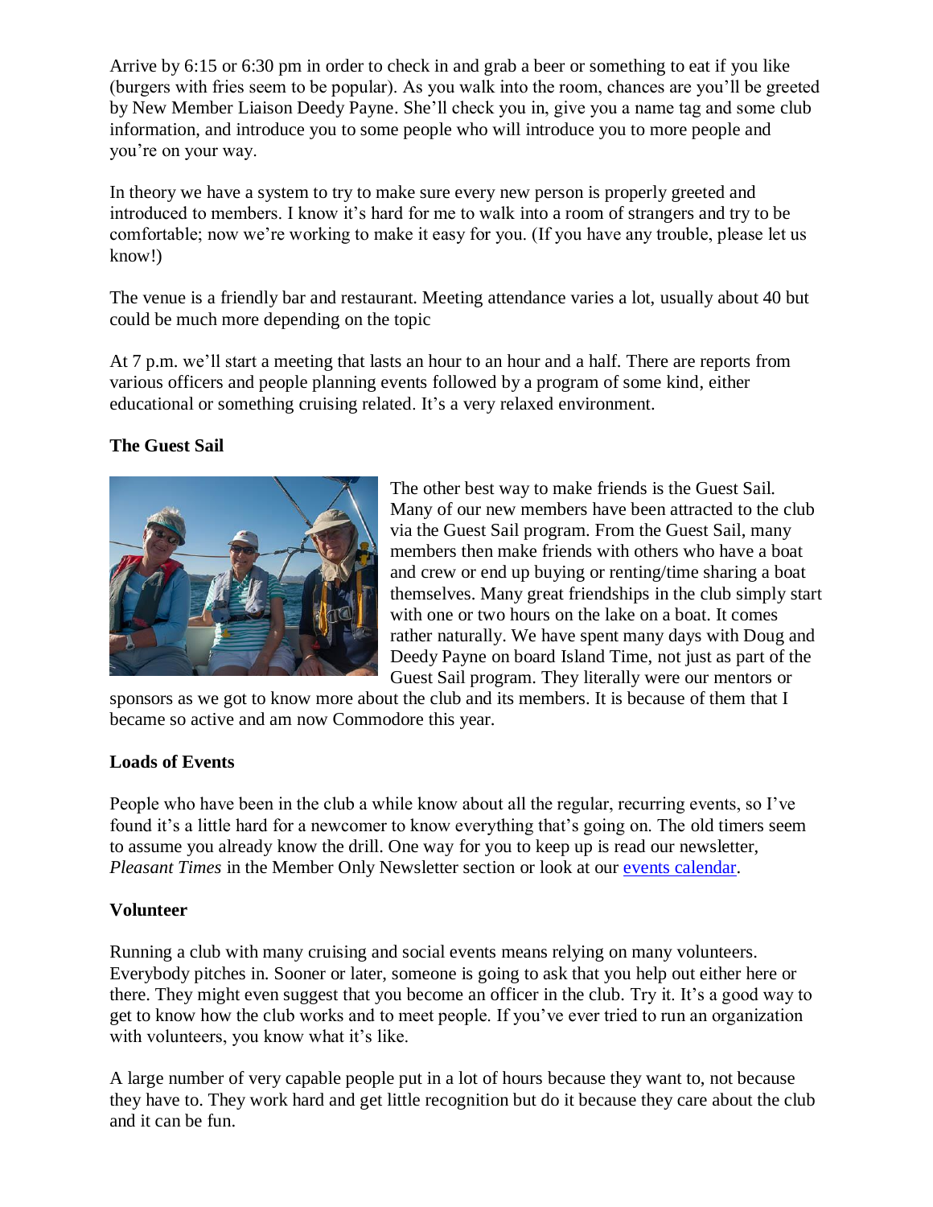Arrive by 6:15 or 6:30 pm in order to check in and grab a beer or something to eat if you like (burgers with fries seem to be popular). As you walk into the room, chances are you'll be greeted by New Member Liaison Deedy Payne. She'll check you in, give you a name tag and some club information, and introduce you to some people who will introduce you to more people and you're on your way.

In theory we have a system to try to make sure every new person is properly greeted and introduced to members. I know it's hard for me to walk into a room of strangers and try to be comfortable; now we're working to make it easy for you. (If you have any trouble, please let us know!)

The venue is a friendly bar and restaurant. Meeting attendance varies a lot, usually about 40 but could be much more depending on the topic

At 7 p.m. we'll start a meeting that lasts an hour to an hour and a half. There are reports from various officers and people planning events followed by a program of some kind, either educational or something cruising related. It's a very relaxed environment.

**The Guest Sail**

The other best way to make friends is the Guest Sail. Many of our new members have been attracted to the club via the Guest Sail program. From the Guest Sail, many members then make friends with others who have a boat and crew or end up buying or renting/time sharing a boat themselves. Many great friendships in the club simply start with one or two hours on the lake on a boat. It comes rather naturally. We have spent many days with Doug and Deedy Payne on board Island Time, not just as part of the Guest Sail program. They literally were our mentors or sponsors as we got to know more about the club and its members. It is because of them that I became so active and am now Commodore this year.

**Loads of Events**

People who have been in the club a while know about all the regular, recurring events, so I've found it's a little hard for a newcomer to know everything that's going on. The old timers seem to assume you already know the drill. One way for you to keep up is read our newsletter, *Pleasant Times* in the Member Only Newsletter section or look at our events calendar.

**Volunteer**

Running a club with many cruising and social events means relying on many volunteers. Everybody pitches in. Sooner or later, someone is going to ask that you help out either here or there. They might even suggest that you become an officer in the club. Try it. It's a good way to get to know how the club works and to meet people. If you've ever tried to run an organization with volunteers, you know what it's like.

A large number of very capable people put in a lot of hours because they want to, not because they have to. They work hard and get little recognition but do it because they care about the club and it can be fun.